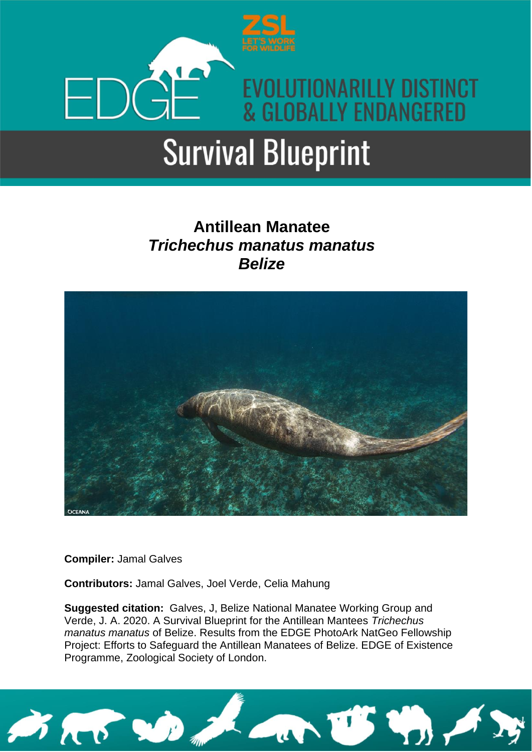ZSL
LET'S WORK FOR WILDLIFE

EDGE

EVOLUTIONARILLY DISTINCT & GLOBALLY ENDANGERED

# Survival Blueprint

## Antillean Manatee
## *Trichechus manatus manatus*
## *Belize*

**Compiler:** Jamal Galves

**Contributors:** Jamal Galves, Joel Verde, Celia Mahung

**Suggested citation:** Galves, J, Belize National Manatee Working Group and Verde, J. A. 2020. A Survival Blueprint for the Antillean Mantees *Trichechus manatus manatus* of Belize. Results from the EDGE PhotoArk NatGeo Fellowship Project: Efforts to Safeguard the Antillean Manatees of Belize. EDGE of Existence Programme, Zoological Society of London.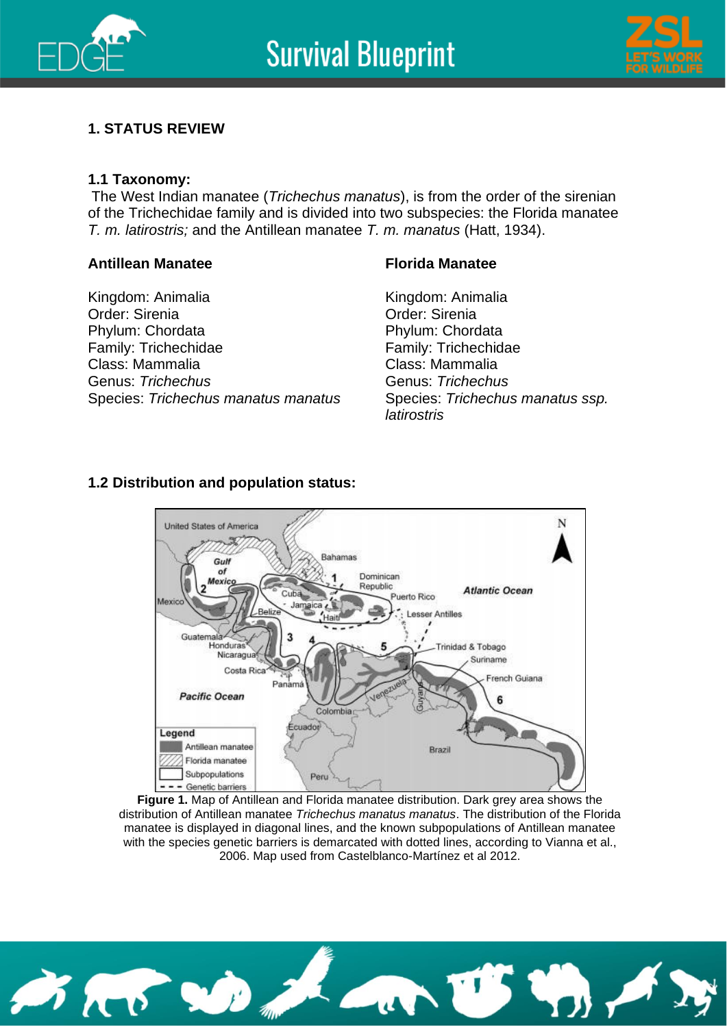## 1. STATUS REVIEW

### 1.1 Taxonomy:

The West Indian manatee (*Trichechus manatus*), is from the order of the sirenian of the Trichechidae family and is divided into two subspecies: the Florida manatee *T. m. latirostris;* and the Antillean manatee *T. m. manatus* (Hatt, 1934).

**Antillean Manatee**

Kingdom: Animalia
Order: Sirenia
Phylum: Chordata
Family: Trichechidae
Class: Mammalia
Genus: *Trichechus*
Species: *Trichechus manatus manatus*

**Florida Manatee**

Kingdom: Animalia
Order: Sirenia
Phylum: Chordata
Family: Trichechidae
Class: Mammalia
Genus: *Trichechus*
Species: *Trichechus manatus ssp. latirostris*

### 1.2 Distribution and population status:

**Figure 1.** Map of Antillean and Florida manatee distribution. Dark grey area shows the distribution of Antillean manatee *Trichechus manatus manatus*. The distribution of the Florida manatee is displayed in diagonal lines, and the known subpopulations of Antillean manatee with the species genetic barriers is demarcated with dotted lines, according to Vianna et al., 2006. Map used from Castelblanco-Martínez et al 2012.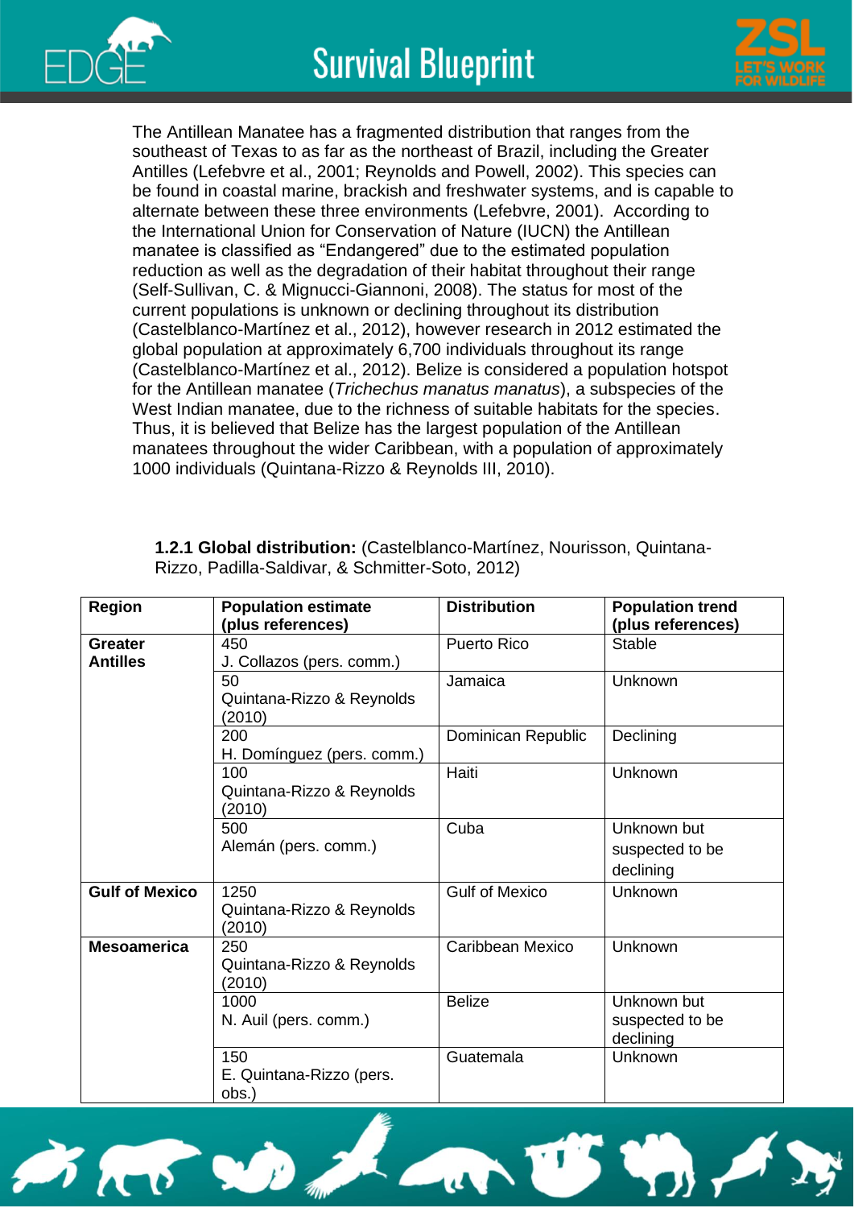The Antillean Manatee has a fragmented distribution that ranges from the southeast of Texas to as far as the northeast of Brazil, including the Greater Antilles (Lefebvre et al., 2001; Reynolds and Powell, 2002). This species can be found in coastal marine, brackish and freshwater systems, and is capable to alternate between these three environments (Lefebvre, 2001). According to the International Union for Conservation of Nature (IUCN) the Antillean manatee is classified as “Endangered” due to the estimated population reduction as well as the degradation of their habitat throughout their range (Self-Sullivan, C. & Mignucci-Giannoni, 2008). The status for most of the current populations is unknown or declining throughout its distribution (Castelblanco-Martínez et al., 2012), however research in 2012 estimated the global population at approximately 6,700 individuals throughout its range (Castelblanco-Martínez et al., 2012). Belize is considered a population hotspot for the Antillean manatee (*Trichechus manatus manatus*), a subspecies of the West Indian manatee, due to the richness of suitable habitats for the species. Thus, it is believed that Belize has the largest population of the Antillean manatees throughout the wider Caribbean, with a population of approximately 1000 individuals (Quintana-Rizzo & Reynolds III, 2010).

**1.2.1 Global distribution:** (Castelblanco-Martínez, Nourisson, Quintana-Rizzo, Padilla-Saldivar, & Schmitter-Soto, 2012)

| Region | Population estimate (plus references) | Distribution | Population trend (plus references) |
|---|---|---|---|
| **Greater Antilles** | 450 J. Collazos (pers. comm.) | Puerto Rico | Stable |
| | 50 Quintana-Rizzo & Reynolds (2010) | Jamaica | Unknown |
| | 200 H. Domínguez (pers. comm.) | Dominican Republic | Declining |
| | 100 Quintana-Rizzo & Reynolds (2010) | Haiti | Unknown |
| | 500 Alemán (pers. comm.) | Cuba | Unknown but suspected to be declining |
| **Gulf of Mexico** | 1250 Quintana-Rizzo & Reynolds (2010) | Gulf of Mexico | Unknown |
| **Mesoamerica** | 250 Quintana-Rizzo & Reynolds (2010) | Caribbean Mexico | Unknown |
| | 1000 N. Auil (pers. comm.) | Belize | Unknown but suspected to be declining |
| | 150 E. Quintana-Rizzo (pers. obs.) | Guatemala | Unknown |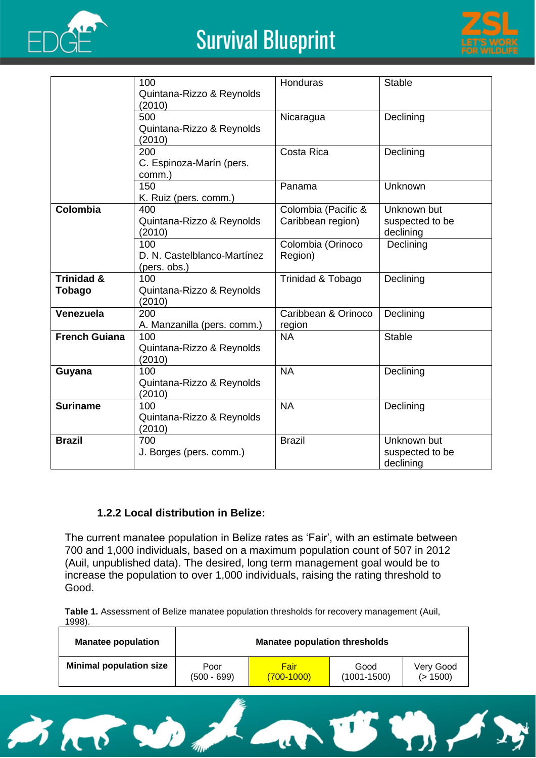|  |  |  |  |
|---|---|---|---|
|  | 100<br>Quintana-Rizzo & Reynolds (2010) | Honduras | Stable |
|  | 500<br>Quintana-Rizzo & Reynolds (2010) | Nicaragua | Declining |
|  | 200<br>C. Espinoza-Marín (pers. comm.) | Costa Rica | Declining |
|  | 150<br>K. Ruiz (pers. comm.) | Panama | Unknown |
| **Colombia** | 400<br>Quintana-Rizzo & Reynolds (2010) | Colombia (Pacific & Caribbean region) | Unknown but suspected to be declining |
|  | 100<br>D. N. Castelblanco-Martínez (pers. obs.) | Colombia (Orinoco Region) | Declining |
| **Trinidad & Tobago** | 100<br>Quintana-Rizzo & Reynolds (2010) | Trinidad & Tobago | Declining |
| **Venezuela** | 200<br>A. Manzanilla (pers. comm.) | Caribbean & Orinoco region | Declining |
| **French Guiana** | 100<br>Quintana-Rizzo & Reynolds (2010) | NA | Stable |
| **Guyana** | 100<br>Quintana-Rizzo & Reynolds (2010) | NA | Declining |
| **Suriname** | 100<br>Quintana-Rizzo & Reynolds (2010) | NA | Declining |
| **Brazil** | 700<br>J. Borges (pers. comm.) | Brazil | Unknown but suspected to be declining |

### 1.2.2 Local distribution in Belize:

The current manatee population in Belize rates as 'Fair', with an estimate between 700 and 1,000 individuals, based on a maximum population count of 507 in 2012 (Auil, unpublished data). The desired, long term management goal would be to increase the population to over 1,000 individuals, raising the rating threshold to Good.

**Table 1.** Assessment of Belize manatee population thresholds for recovery management (Auil, 1998).

| **Manatee population** | **Manatee population thresholds** | | | |
|---|---|---|---|---|
| **Minimal population size** | Poor<br>(500 - 699) | Fair<br>(700-1000) | Good<br>(1001-1500) | Very Good<br>(> 1500) |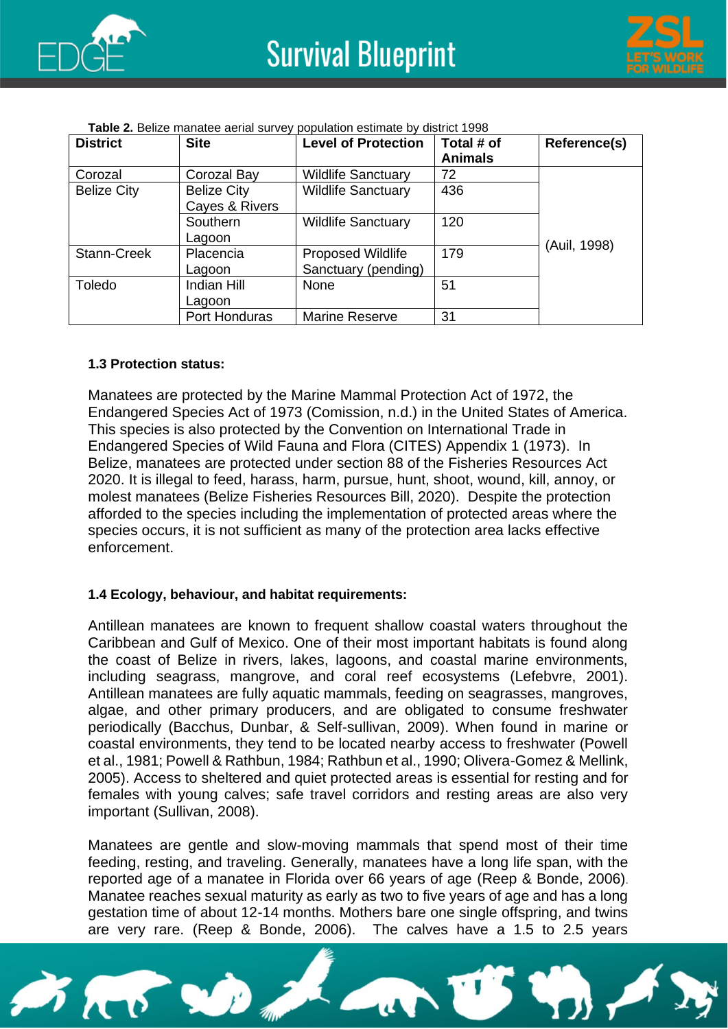**Table 2.** Belize manatee aerial survey population estimate by district 1998

| District | Site | Level of Protection | Total # of Animals | Reference(s) |
|---|---|---|---|---|
| Corozal | Corozal Bay | Wildlife Sanctuary | 72 | (Auil, 1998) |
| Belize City | Belize City Cayes & Rivers | Wildlife Sanctuary | 436 | |
| | Southern Lagoon | Wildlife Sanctuary | 120 | |
| Stann-Creek | Placencia Lagoon | Proposed Wildlife Sanctuary (pending) | 179 | |
| Toledo | Indian Hill Lagoon | None | 51 | |
| | Port Honduras | Marine Reserve | 31 | |

**1.3 Protection status:**

Manatees are protected by the Marine Mammal Protection Act of 1972, the Endangered Species Act of 1973 (Comission, n.d.) in the United States of America. This species is also protected by the Convention on International Trade in Endangered Species of Wild Fauna and Flora (CITES) Appendix 1 (1973). In Belize, manatees are protected under section 88 of the Fisheries Resources Act 2020. It is illegal to feed, harass, harm, pursue, hunt, shoot, wound, kill, annoy, or molest manatees (Belize Fisheries Resources Bill, 2020). Despite the protection afforded to the species including the implementation of protected areas where the species occurs, it is not sufficient as many of the protection area lacks effective enforcement.

**1.4 Ecology, behaviour, and habitat requirements:**

Antillean manatees are known to frequent shallow coastal waters throughout the Caribbean and Gulf of Mexico. One of their most important habitats is found along the coast of Belize in rivers, lakes, lagoons, and coastal marine environments, including seagrass, mangrove, and coral reef ecosystems (Lefebvre, 2001). Antillean manatees are fully aquatic mammals, feeding on seagrasses, mangroves, algae, and other primary producers, and are obligated to consume freshwater periodically (Bacchus, Dunbar, & Self-sullivan, 2009). When found in marine or coastal environments, they tend to be located nearby access to freshwater (Powell et al., 1981; Powell & Rathbun, 1984; Rathbun et al., 1990; Olivera-Gomez & Mellink, 2005). Access to sheltered and quiet protected areas is essential for resting and for females with young calves; safe travel corridors and resting areas are also very important (Sullivan, 2008).

Manatees are gentle and slow-moving mammals that spend most of their time feeding, resting, and traveling. Generally, manatees have a long life span, with the reported age of a manatee in Florida over 66 years of age (Reep & Bonde, 2006). Manatee reaches sexual maturity as early as two to five years of age and has a long gestation time of about 12-14 months. Mothers bare one single offspring, and twins are very rare. (Reep & Bonde, 2006). The calves have a 1.5 to 2.5 years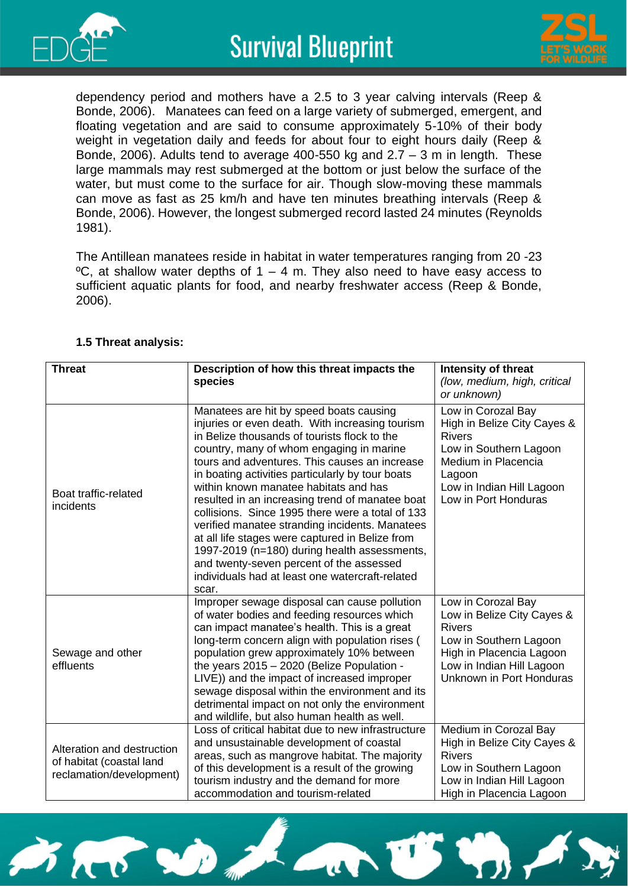dependency period and mothers have a 2.5 to 3 year calving intervals (Reep & Bonde, 2006). Manatees can feed on a large variety of submerged, emergent, and floating vegetation and are said to consume approximately 5-10% of their body weight in vegetation daily and feeds for about four to eight hours daily (Reep & Bonde, 2006). Adults tend to average 400-550 kg and 2.7 – 3 m in length. These large mammals may rest submerged at the bottom or just below the surface of the water, but must come to the surface for air. Though slow-moving these mammals can move as fast as 25 km/h and have ten minutes breathing intervals (Reep & Bonde, 2006). However, the longest submerged record lasted 24 minutes (Reynolds 1981).

The Antillean manatees reside in habitat in water temperatures ranging from 20 -23 ºC, at shallow water depths of 1 – 4 m. They also need to have easy access to sufficient aquatic plants for food, and nearby freshwater access (Reep & Bonde, 2006).

**1.5 Threat analysis:**

| **Threat** | **Description of how this threat impacts the species** | **Intensity of threat** *(low, medium, high, critical or unknown)* |
|---|---|---|
| Boat traffic-related incidents | Manatees are hit by speed boats causing injuries or even death. With increasing tourism in Belize thousands of tourists flock to the country, many of whom engaging in marine tours and adventures. This causes an increase in boating activities particularly by tour boats within known manatee habitats and has resulted in an increasing trend of manatee boat collisions. Since 1995 there were a total of 133 verified manatee stranding incidents. Manatees at all life stages were captured in Belize from 1997-2019 (n=180) during health assessments, and twenty-seven percent of the assessed individuals had at least one watercraft-related scar. | Low in Corozal Bay<br>High in Belize City Cayes & Rivers<br>Low in Southern Lagoon<br>Medium in Placencia Lagoon<br>Low in Indian Hill Lagoon<br>Low in Port Honduras |
| Sewage and other effluents | Improper sewage disposal can cause pollution of water bodies and feeding resources which can impact manatee's health. This is a great long-term concern align with population rises ( population grew approximately 10% between the years 2015 – 2020 (Belize Population - LIVE)) and the impact of increased improper sewage disposal within the environment and its detrimental impact on not only the environment and wildlife, but also human health as well. | Low in Corozal Bay<br>Low in Belize City Cayes & Rivers<br>Low in Southern Lagoon<br>High in Placencia Lagoon<br>Low in Indian Hill Lagoon<br>Unknown in Port Honduras |
| Alteration and destruction of habitat (coastal land reclamation/development) | Loss of critical habitat due to new infrastructure and unsustainable development of coastal areas, such as mangrove habitat. The majority of this development is a result of the growing tourism industry and the demand for more accommodation and tourism-related | Medium in Corozal Bay<br>High in Belize City Cayes & Rivers<br>Low in Southern Lagoon<br>Low in Indian Hill Lagoon<br>High in Placencia Lagoon |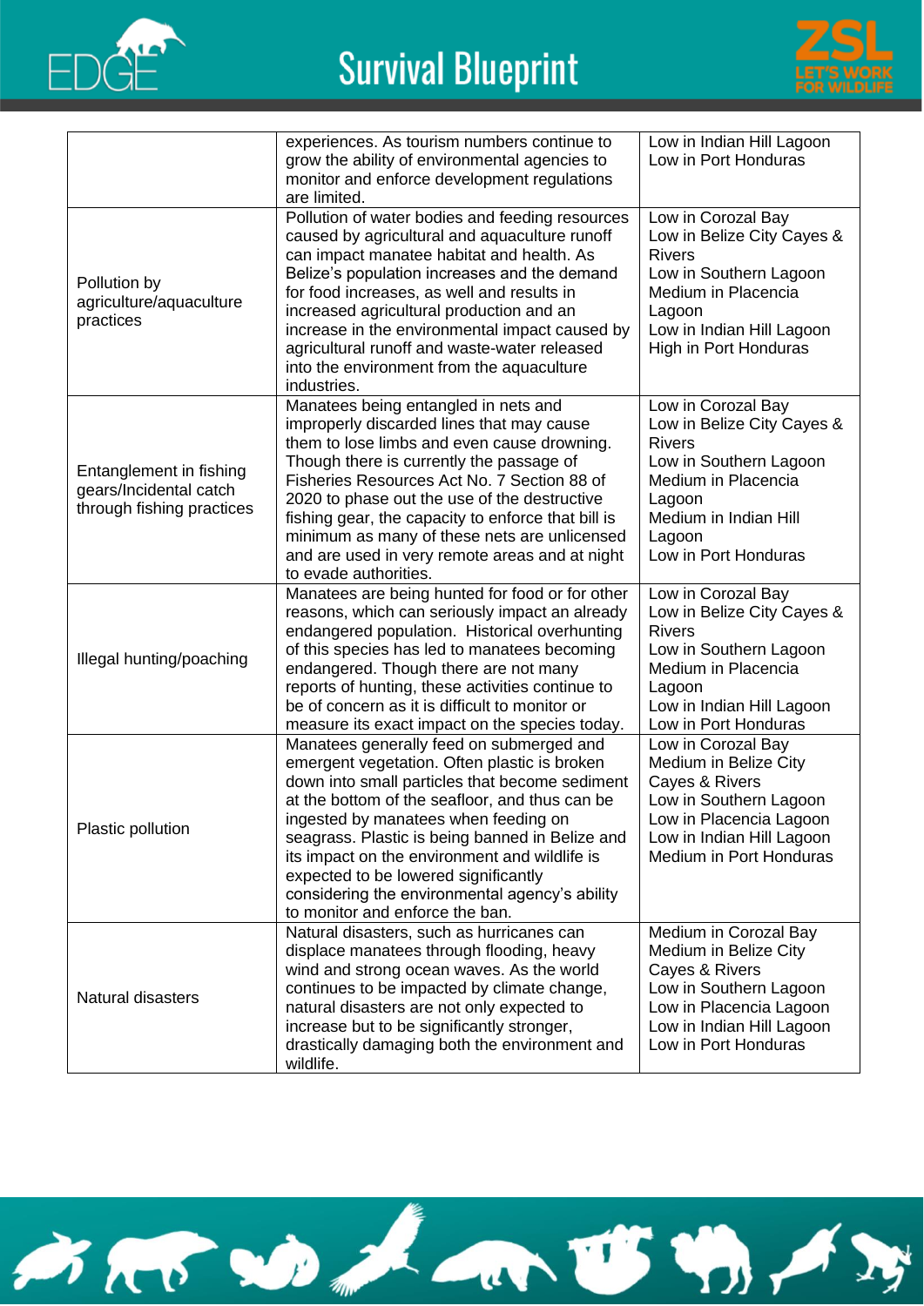| | | |
|---|---|---|
| | experiences. As tourism numbers continue to grow the ability of environmental agencies to monitor and enforce development regulations are limited. | Low in Indian Hill Lagoon<br>Low in Port Honduras |
| Pollution by agriculture/aquaculture practices | Pollution of water bodies and feeding resources caused by agricultural and aquaculture runoff can impact manatee habitat and health. As Belize's population increases and the demand for food increases, as well and results in increased agricultural production and an increase in the environmental impact caused by agricultural runoff and waste-water released into the environment from the aquaculture industries. | Low in Corozal Bay<br>Low in Belize City Cayes & Rivers<br>Low in Southern Lagoon<br>Medium in Placencia Lagoon<br>Low in Indian Hill Lagoon<br>High in Port Honduras |
| Entanglement in fishing gears/Incidental catch through fishing practices | Manatees being entangled in nets and improperly discarded lines that may cause them to lose limbs and even cause drowning. Though there is currently the passage of Fisheries Resources Act No. 7 Section 88 of 2020 to phase out the use of the destructive fishing gear, the capacity to enforce that bill is minimum as many of these nets are unlicensed and are used in very remote areas and at night to evade authorities. | Low in Corozal Bay<br>Low in Belize City Cayes & Rivers<br>Low in Southern Lagoon<br>Medium in Placencia Lagoon<br>Medium in Indian Hill Lagoon<br>Low in Port Honduras |
| Illegal hunting/poaching | Manatees are being hunted for food or for other reasons, which can seriously impact an already endangered population. Historical overhunting of this species has led to manatees becoming endangered. Though there are not many reports of hunting, these activities continue to be of concern as it is difficult to monitor or measure its exact impact on the species today. | Low in Corozal Bay<br>Low in Belize City Cayes & Rivers<br>Low in Southern Lagoon<br>Medium in Placencia Lagoon<br>Low in Indian Hill Lagoon<br>Low in Port Honduras |
| Plastic pollution | Manatees generally feed on submerged and emergent vegetation. Often plastic is broken down into small particles that become sediment at the bottom of the seafloor, and thus can be ingested by manatees when feeding on seagrass. Plastic is being banned in Belize and its impact on the environment and wildlife is expected to be lowered significantly considering the environmental agency's ability to monitor and enforce the ban. | Low in Corozal Bay<br>Medium in Belize City Cayes & Rivers<br>Low in Southern Lagoon<br>Low in Placencia Lagoon<br>Low in Indian Hill Lagoon<br>Medium in Port Honduras |
| Natural disasters | Natural disasters, such as hurricanes can displace manatees through flooding, heavy wind and strong ocean waves. As the world continues to be impacted by climate change, natural disasters are not only expected to increase but to be significantly stronger, drastically damaging both the environment and wildlife. | Medium in Corozal Bay<br>Medium in Belize City Cayes & Rivers<br>Low in Southern Lagoon<br>Low in Placencia Lagoon<br>Low in Indian Hill Lagoon<br>Low in Port Honduras |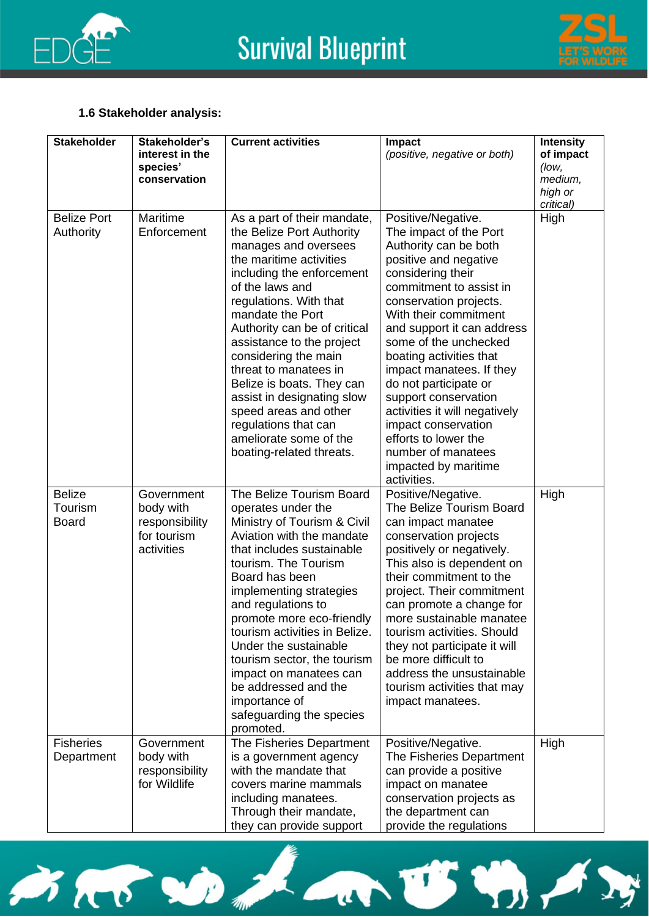#### 1.6 Stakeholder analysis:

| Stakeholder | Stakeholder's interest in the species' conservation | Current activities | Impact *(positive, negative or both)* | Intensity of impact *(low, medium, high or critical)* |
|---|---|---|---|---|
| Belize Port Authority | Maritime Enforcement | As a part of their mandate, the Belize Port Authority manages and oversees the maritime activities including the enforcement of the laws and regulations. With that mandate the Port Authority can be of critical assistance to the project considering the main threat to manatees in Belize is boats. They can assist in designating slow speed areas and other regulations that can ameliorate some of the boating-related threats. | Positive/Negative. The impact of the Port Authority can be both positive and negative considering their commitment to assist in conservation projects. With their commitment and support it can address some of the unchecked boating activities that impact manatees. If they do not participate or support conservation activities it will negatively impact conservation efforts to lower the number of manatees impacted by maritime activities. | High |
| Belize Tourism Board | Government body with responsibility for tourism activities | The Belize Tourism Board operates under the Ministry of Tourism & Civil Aviation with the mandate that includes sustainable tourism. The Tourism Board has been implementing strategies and regulations to promote more eco-friendly tourism activities in Belize. Under the sustainable tourism sector, the tourism impact on manatees can be addressed and the importance of safeguarding the species promoted. | Positive/Negative. The Belize Tourism Board can impact manatee conservation projects positively or negatively. This also is dependent on their commitment to the project. Their commitment can promote a change for more sustainable manatee tourism activities. Should they not participate it will be more difficult to address the unsustainable tourism activities that may impact manatees. | High |
| Fisheries Department | Government body with responsibility for Wildlife | The Fisheries Department is a government agency with the mandate that covers marine mammals including manatees. Through their mandate, they can provide support | Positive/Negative. The Fisheries Department can provide a positive impact on manatee conservation projects as the department can provide the regulations | High |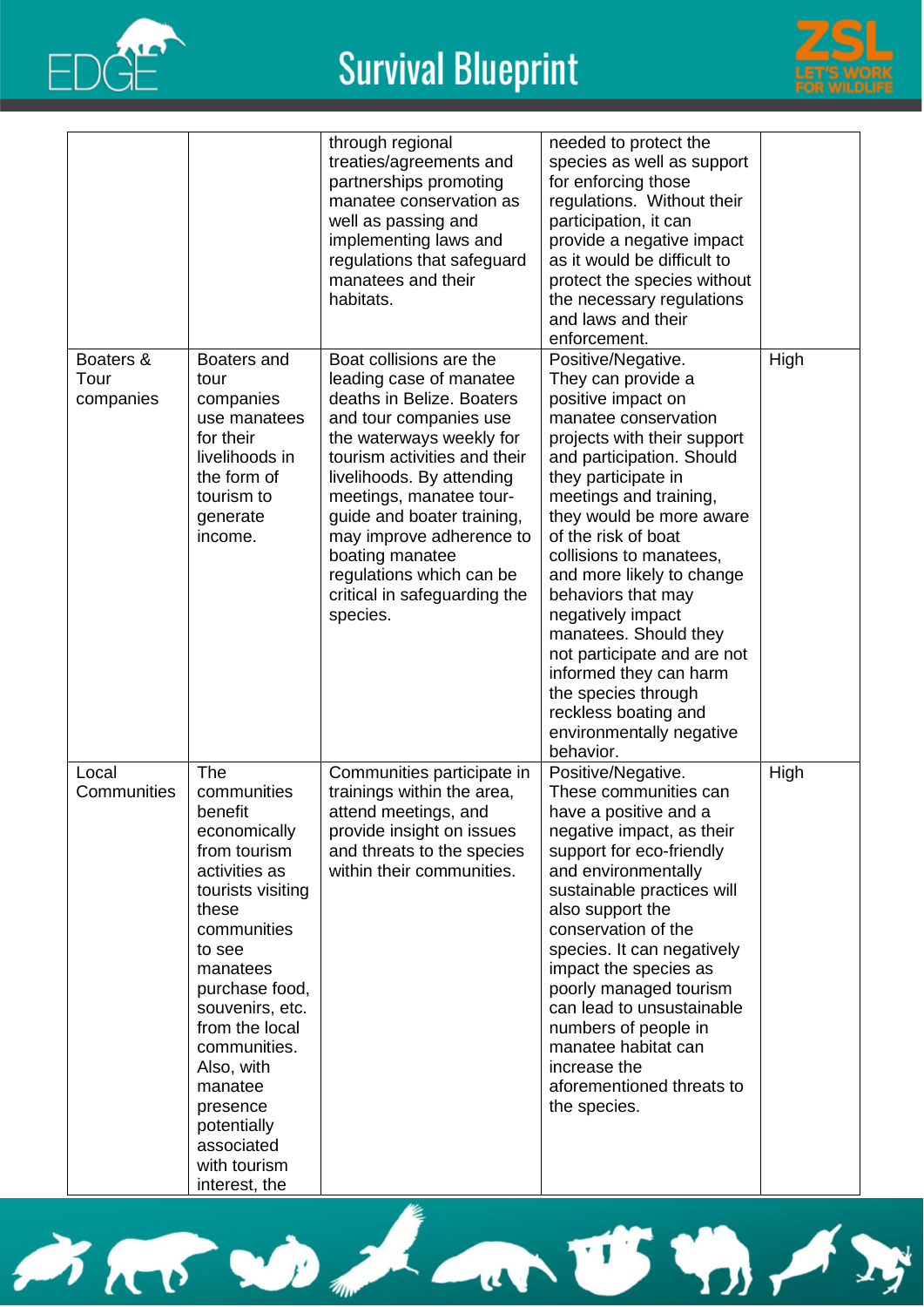| | | | | |
|---|---|---|---|---|
| | | through regional treaties/agreements and partnerships promoting manatee conservation as well as passing and implementing laws and regulations that safeguard manatees and their habitats. | needed to protect the species as well as support for enforcing those regulations. Without their participation, it can provide a negative impact as it would be difficult to protect the species without the necessary regulations and laws and their enforcement. | |
| Boaters & Tour companies | Boaters and tour companies use manatees for their livelihoods in the form of tourism to generate income. | Boat collisions are the leading case of manatee deaths in Belize. Boaters and tour companies use the waterways weekly for tourism activities and their livelihoods. By attending meetings, manatee tour-guide and boater training, may improve adherence to boating manatee regulations which can be critical in safeguarding the species. | Positive/Negative. They can provide a positive impact on manatee conservation projects with their support and participation. Should they participate in meetings and training, they would be more aware of the risk of boat collisions to manatees, and more likely to change behaviors that may negatively impact manatees. Should they not participate and are not informed they can harm the species through reckless boating and environmentally negative behavior. | High |
| Local Communities | The communities benefit economically from tourism activities as tourists visiting these communities to see manatees purchase food, souvenirs, etc. from the local communities. Also, with manatee presence potentially associated with tourism interest, the | Communities participate in trainings within the area, attend meetings, and provide insight on issues and threats to the species within their communities. | Positive/Negative. These communities can have a positive and a negative impact, as their support for eco-friendly and environmentally sustainable practices will also support the conservation of the species. It can negatively impact the species as poorly managed tourism can lead to unsustainable numbers of people in manatee habitat can increase the aforementioned threats to the species. | High |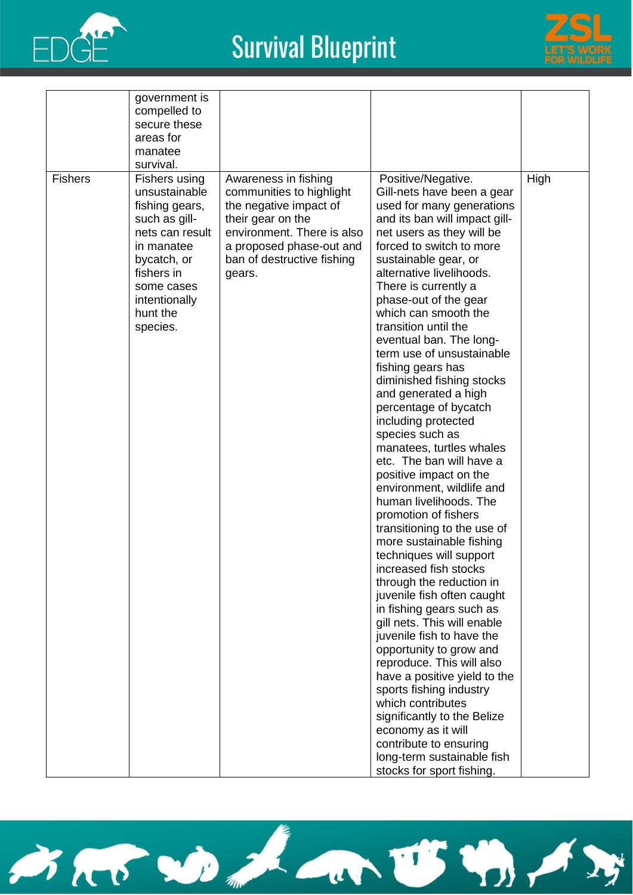| | | | | |
|---|---|---|---|---|
| | government is compelled to secure these areas for manatee survival. | | | |
| Fishers | Fishers using unsustainable fishing gears, such as gill-nets can result in manatee bycatch, or fishers in some cases intentionally hunt the species. | Awareness in fishing communities to highlight the negative impact of their gear on the environment. There is also a proposed phase-out and ban of destructive fishing gears. | Positive/Negative. Gill-nets have been a gear used for many generations and its ban will impact gill-net users as they will be forced to switch to more sustainable gear, or alternative livelihoods. There is currently a phase-out of the gear which can smooth the transition until the eventual ban. The long-term use of unsustainable fishing gears has diminished fishing stocks and generated a high percentage of bycatch including protected species such as manatees, turtles whales etc. The ban will have a positive impact on the environment, wildlife and human livelihoods. The promotion of fishers transitioning to the use of more sustainable fishing techniques will support increased fish stocks through the reduction in juvenile fish often caught in fishing gears such as gill nets. This will enable juvenile fish to have the opportunity to grow and reproduce. This will also have a positive yield to the sports fishing industry which contributes significantly to the Belize economy as it will contribute to ensuring long-term sustainable fish stocks for sport fishing. | High |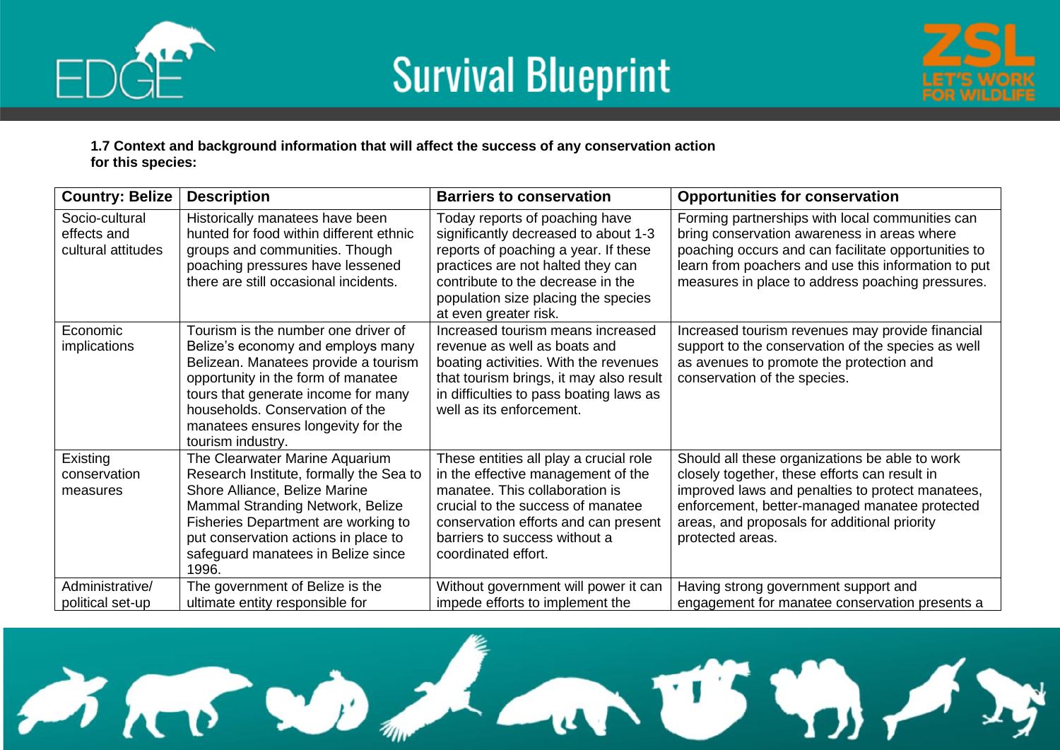**1.7 Context and background information that will affect the success of any conservation action for this species:**

| Country: Belize | Description | Barriers to conservation | Opportunities for conservation |
|---|---|---|---|
| Socio-cultural effects and cultural attitudes | Historically manatees have been hunted for food within different ethnic groups and communities. Though poaching pressures have lessened there are still occasional incidents. | Today reports of poaching have significantly decreased to about 1-3 reports of poaching a year. If these practices are not halted they can contribute to the decrease in the population size placing the species at even greater risk. | Forming partnerships with local communities can bring conservation awareness in areas where poaching occurs and can facilitate opportunities to learn from poachers and use this information to put measures in place to address poaching pressures. |
| Economic implications | Tourism is the number one driver of Belize's economy and employs many Belizean. Manatees provide a tourism opportunity in the form of manatee tours that generate income for many households. Conservation of the manatees ensures longevity for the tourism industry. | Increased tourism means increased revenue as well as boats and boating activities. With the revenues that tourism brings, it may also result in difficulties to pass boating laws as well as its enforcement. | Increased tourism revenues may provide financial support to the conservation of the species as well as avenues to promote the protection and conservation of the species. |
| Existing conservation measures | The Clearwater Marine Aquarium Research Institute, formally the Sea to Shore Alliance, Belize Marine Mammal Stranding Network, Belize Fisheries Department are working to put conservation actions in place to safeguard manatees in Belize since 1996. | These entities all play a crucial role in the effective management of the manatee. This collaboration is crucial to the success of manatee conservation efforts and can present barriers to success without a coordinated effort. | Should all these organizations be able to work closely together, these efforts can result in improved laws and penalties to protect manatees, enforcement, better-managed manatee protected areas, and proposals for additional priority protected areas. |
| Administrative/ political set-up | The government of Belize is the ultimate entity responsible for | Without government will power it can impede efforts to implement the | Having strong government support and engagement for manatee conservation presents a |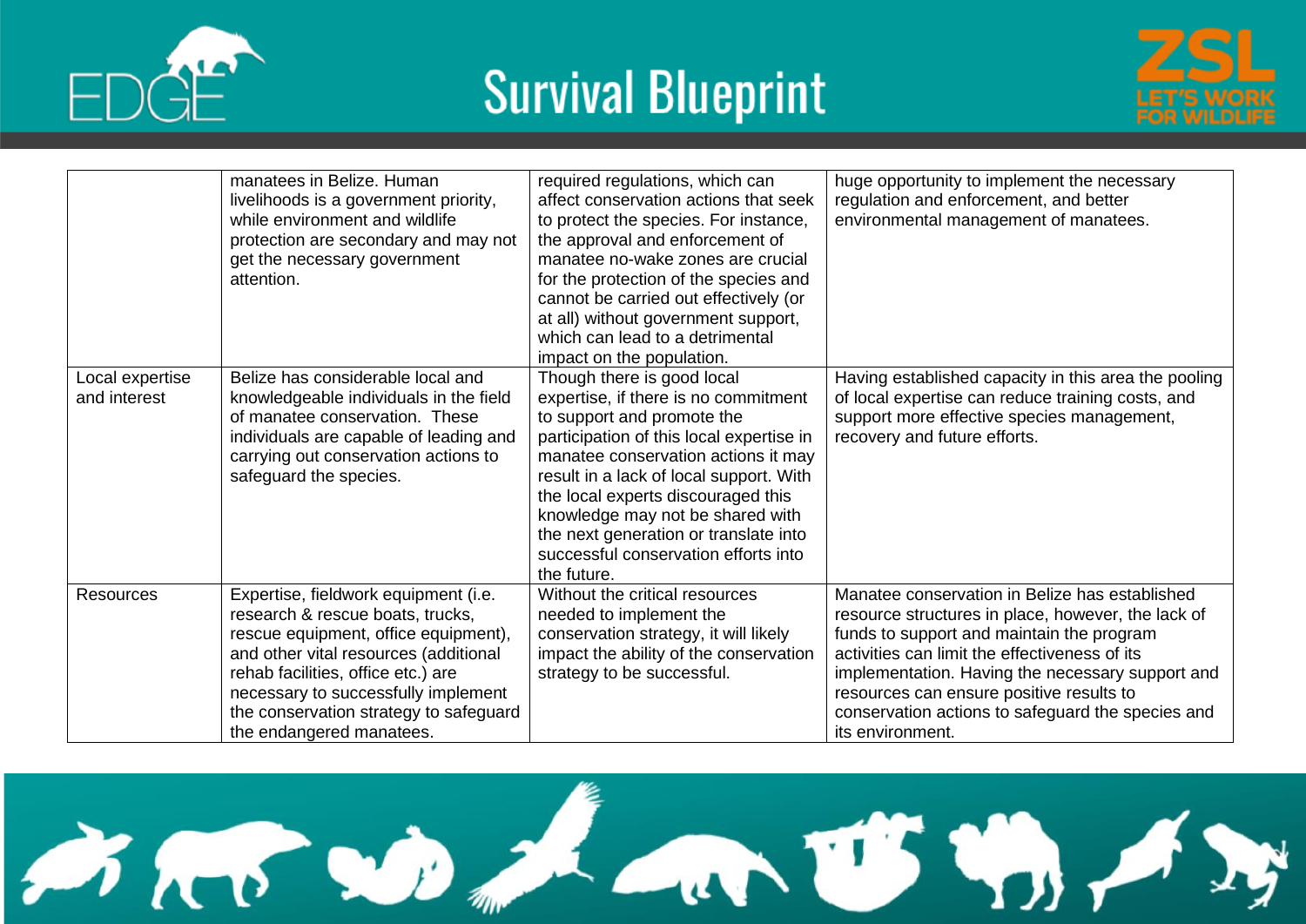| | | | |
|---|---|---|---|
| | manatees in Belize. Human livelihoods is a government priority, while environment and wildlife protection are secondary and may not get the necessary government attention. | required regulations, which can affect conservation actions that seek to protect the species. For instance, the approval and enforcement of manatee no-wake zones are crucial for the protection of the species and cannot be carried out effectively (or at all) without government support, which can lead to a detrimental impact on the population. | huge opportunity to implement the necessary regulation and enforcement, and better environmental management of manatees. |
| Local expertise and interest | Belize has considerable local and knowledgeable individuals in the field of manatee conservation. These individuals are capable of leading and carrying out conservation actions to safeguard the species. | Though there is good local expertise, if there is no commitment to support and promote the participation of this local expertise in manatee conservation actions it may result in a lack of local support. With the local experts discouraged this knowledge may not be shared with the next generation or translate into successful conservation efforts into the future. | Having established capacity in this area the pooling of local expertise can reduce training costs, and support more effective species management, recovery and future efforts. |
| Resources | Expertise, fieldwork equipment (i.e. research & rescue boats, trucks, rescue equipment, office equipment), and other vital resources (additional rehab facilities, office etc.) are necessary to successfully implement the conservation strategy to safeguard the endangered manatees. | Without the critical resources needed to implement the conservation strategy, it will likely impact the ability of the conservation strategy to be successful. | Manatee conservation in Belize has established resource structures in place, however, the lack of funds to support and maintain the program activities can limit the effectiveness of its implementation. Having the necessary support and resources can ensure positive results to conservation actions to safeguard the species and its environment. |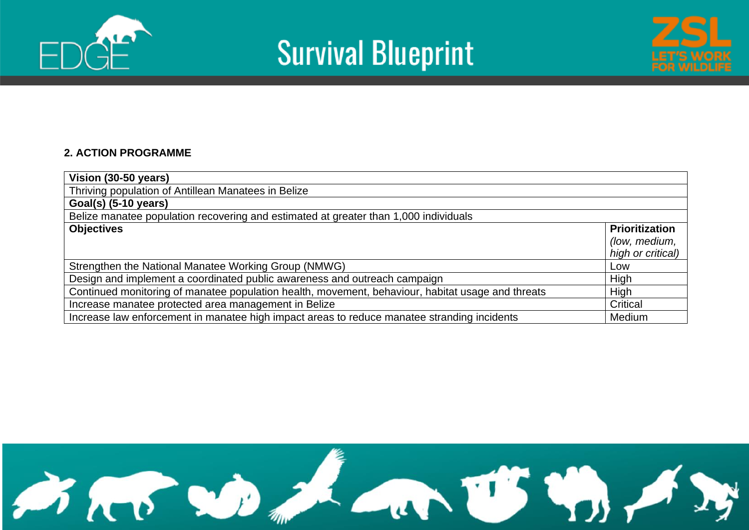## 2. ACTION PROGRAMME

| **Vision (30-50 years)** | |
|---|---|
| Thriving population of Antillean Manatees in Belize | |
| **Goal(s) (5-10 years)** | |
| Belize manatee population recovering and estimated at greater than 1,000 individuals | |
| **Objectives** | **Prioritization** *(low, medium, high or critical)* |
| Strengthen the National Manatee Working Group (NMWG) | Low |
| Design and implement a coordinated public awareness and outreach campaign | High |
| Continued monitoring of manatee population health, movement, behaviour, habitat usage and threats | High |
| Increase manatee protected area management in Belize | Critical |
| Increase law enforcement in manatee high impact areas to reduce manatee stranding incidents | Medium |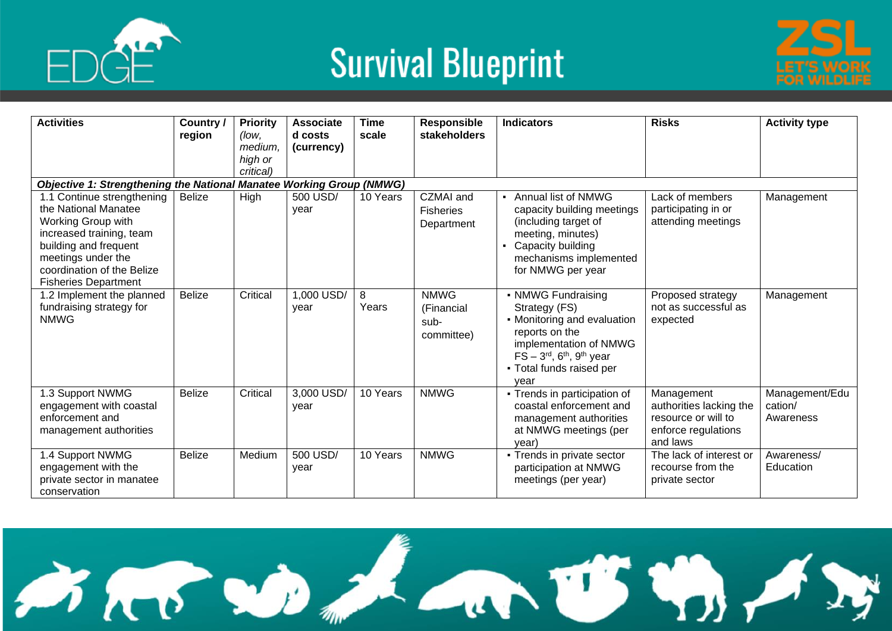| Activities | Country / region | Priority *(low, medium, high or critical)* | Associated costs (currency) | Time scale | Responsible stakeholders | Indicators | Risks | Activity type |
|---|---|---|---|---|---|---|---|---|
| ***Objective 1: Strengthening the National Manatee Working Group (NMWG)*** | | | | | | | | |
| 1.1 Continue strengthening the National Manatee Working Group with increased training, team building and frequent meetings under the coordination of the Belize Fisheries Department | Belize | High | 500 USD/ year | 10 Years | CZMAI and Fisheries Department | ▪ Annual list of NMWG capacity building meetings (including target of meeting, minutes)<br>▪ Capacity building mechanisms implemented for NMWG per year | Lack of members participating in or attending meetings | Management |
| 1.2 Implement the planned fundraising strategy for NMWG | Belize | Critical | 1,000 USD/ year | 8 Years | NMWG (Financial sub-committee) | ▪ NMWG Fundraising Strategy (FS)<br>▪ Monitoring and evaluation reports on the implementation of NMWG FS – 3rd, 6th, 9th year<br>▪ Total funds raised per year | Proposed strategy not as successful as expected | Management |
| 1.3 Support NMWG engagement with coastal enforcement and management authorities | Belize | Critical | 3,000 USD/ year | 10 Years | NMWG | ▪ Trends in participation of coastal enforcement and management authorities at NMWG meetings (per year) | Management authorities lacking the resource or will to enforce regulations and laws | Management/Education/ Awareness |
| 1.4 Support NMWG engagement with the private sector in manatee conservation | Belize | Medium | 500 USD/ year | 10 Years | NMWG | ▪ Trends in private sector participation at NMWG meetings (per year) | The lack of interest or recourse from the private sector | Awareness/ Education |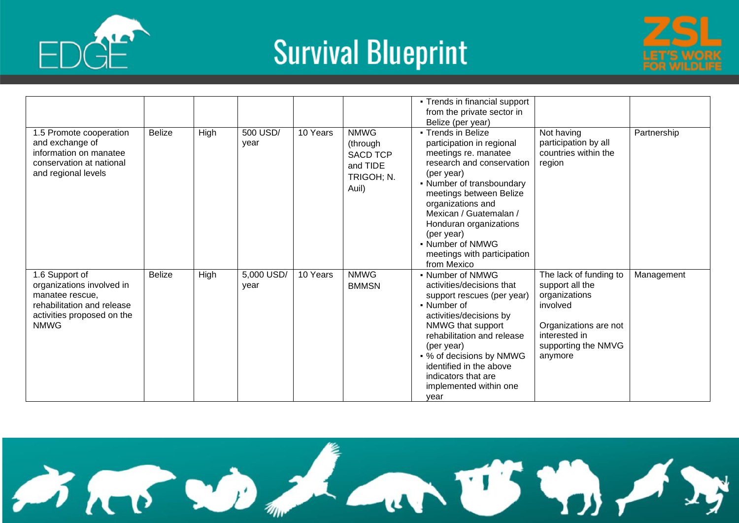| | | | | | | | | |
|---|---|---|---|---|---|---|---|---|
| | | | | | | ▪ Trends in financial support from the private sector in Belize (per year) | | |
| 1.5 Promote cooperation and exchange of information on manatee conservation at national and regional levels | Belize | High | 500 USD/ year | 10 Years | NMWG (through SACD TCP and TIDE TRIGOH; N. Auil) | ▪ Trends in Belize participation in regional meetings re. manatee research and conservation (per year)<br>▪ Number of transboundary meetings between Belize organizations and Mexican / Guatemalan / Honduran organizations (per year)<br>▪ Number of NMWG meetings with participation from Mexico | Not having participation by all countries within the region | Partnership |
| 1.6 Support of organizations involved in manatee rescue, rehabilitation and release activities proposed on the NMWG | Belize | High | 5,000 USD/ year | 10 Years | NMWG BMMSN | ▪ Number of NMWG activities/decisions that support rescues (per year)<br>▪ Number of activities/decisions by NMWG that support rehabilitation and release (per year)<br>▪ % of decisions by NMWG identified in the above indicators that are implemented within one year | The lack of funding to support all the organizations involved<br><br>Organizations are not interested in supporting the NMVG anymore | Management |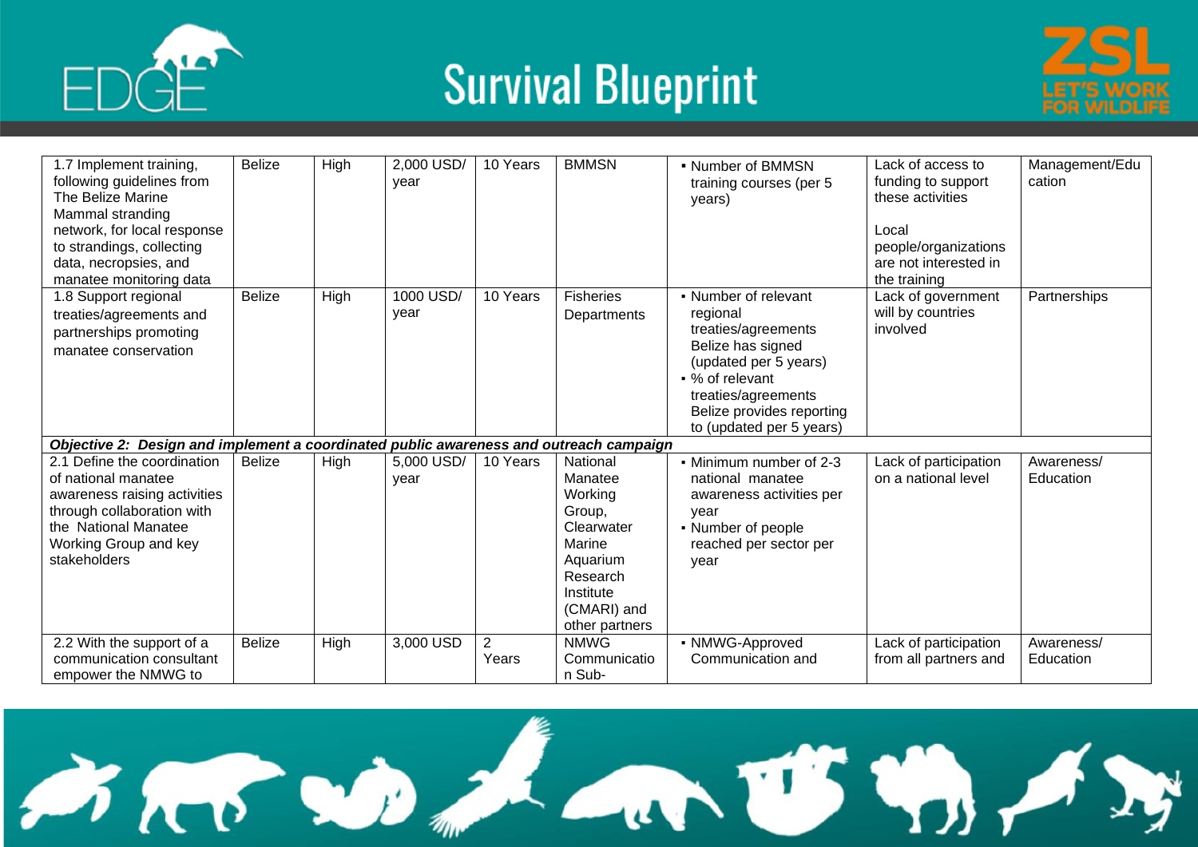| | | | | | | | | |
|---|---|---|---|---|---|---|---|---|
| 1.7 Implement training, following guidelines from The Belize Marine Mammal stranding network, for local response to strandings, collecting data, necropsies, and manatee monitoring data | Belize | High | 2,000 USD/ year | 10 Years | BMMSN | ▪ Number of BMMSN training courses (per 5 years) | Lack of access to funding to support these activities<br><br>Local people/organizations are not interested in the training | Management/Education |
| 1.8 Support regional treaties/agreements and partnerships promoting manatee conservation | Belize | High | 1000 USD/ year | 10 Years | Fisheries Departments | ▪ Number of relevant regional treaties/agreements Belize has signed (updated per 5 years)<br>▪ % of relevant treaties/agreements Belize provides reporting to (updated per 5 years) | Lack of government will by countries involved | Partnerships |
| ***Objective 2: Design and implement a coordinated public awareness and outreach campaign*** | | | | | | | | |
| 2.1 Define the coordination of national manatee awareness raising activities through collaboration with the National Manatee Working Group and key stakeholders | Belize | High | 5,000 USD/ year | 10 Years | National Manatee Working Group, Clearwater Marine Aquarium Research Institute (CMARI) and other partners | ▪ Minimum number of 2-3 national manatee awareness activities per year<br>▪ Number of people reached per sector per year | Lack of participation on a national level | Awareness/ Education |
| 2.2 With the support of a communication consultant empower the NMWG to | Belize | High | 3,000 USD | 2 Years | NMWG Communication Sub- | ▪ NMWG-Approved Communication and | Lack of participation from all partners and | Awareness/ Education |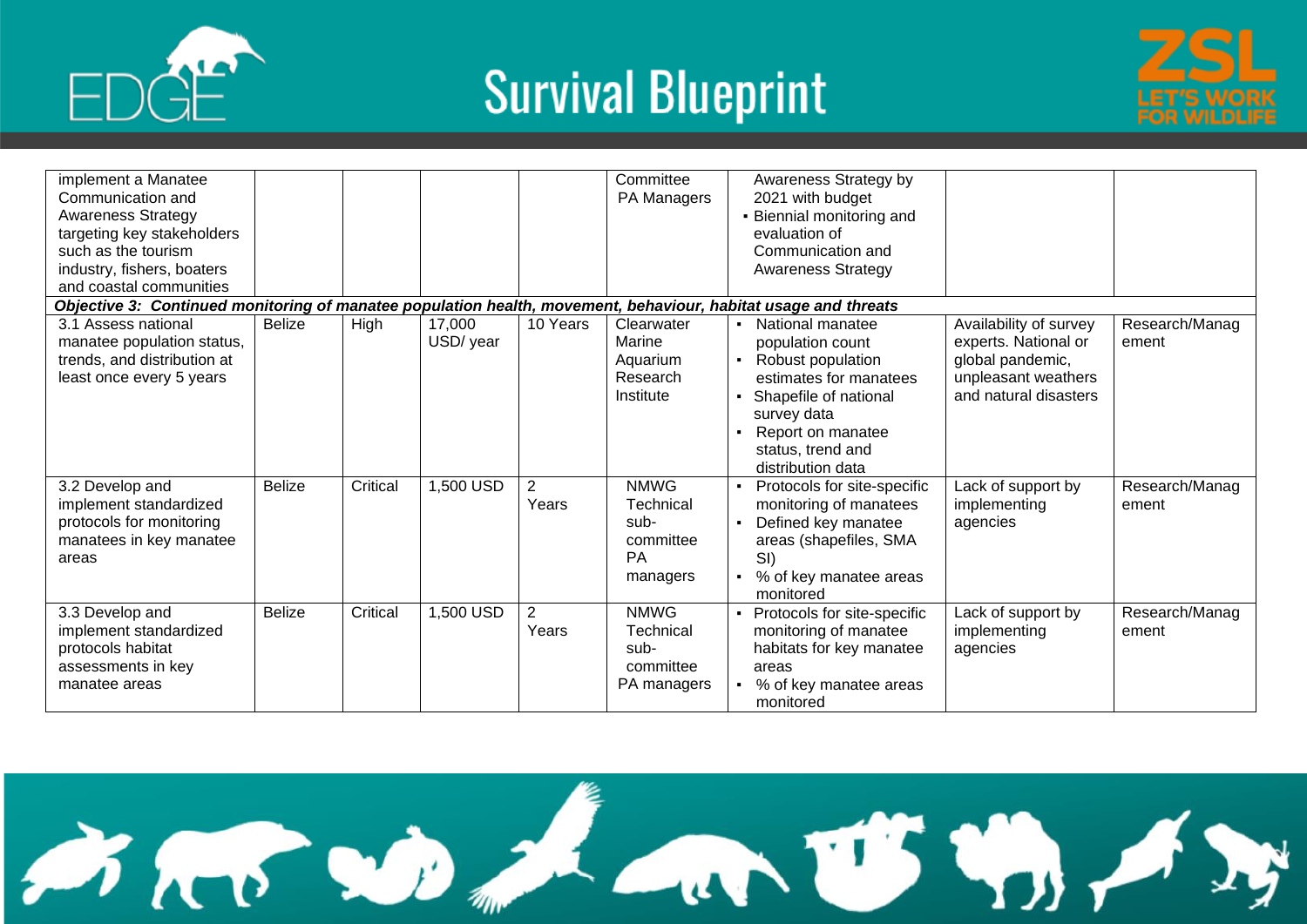| | | | | | | | | |
|---|---|---|---|---|---|---|---|---|
| implement a Manatee Communication and Awareness Strategy targeting key stakeholders such as the tourism industry, fishers, boaters and coastal communities | | | | | Committee<br>PA Managers | Awareness Strategy by 2021 with budget<br>▪ Biennial monitoring and evaluation of Communication and Awareness Strategy | | |
| ***Objective 3: Continued monitoring of manatee population health, movement, behaviour, habitat usage and threats*** | | | | | | | | |
| 3.1 Assess national manatee population status, trends, and distribution at least once every 5 years | Belize | High | 17,000 USD/ year | 10 Years | Clearwater Marine Aquarium Research Institute | ▪ National manatee population count<br>▪ Robust population estimates for manatees<br>▪ Shapefile of national survey data<br>▪ Report on manatee status, trend and distribution data | Availability of survey experts. National or global pandemic, unpleasant weathers and natural disasters | Research/Management |
| 3.2 Develop and implement standardized protocols for monitoring manatees in key manatee areas | Belize | Critical | 1,500 USD | 2 Years | NMWG Technical sub-committee<br>PA managers | ▪ Protocols for site-specific monitoring of manatees<br>▪ Defined key manatee areas (shapefiles, SMA SI)<br>▪ % of key manatee areas monitored | Lack of support by implementing agencies | Research/Management |
| 3.3 Develop and implement standardized protocols habitat assessments in key manatee areas | Belize | Critical | 1,500 USD | 2 Years | NMWG Technical sub-committee<br>PA managers | ▪ Protocols for site-specific monitoring of manatee habitats for key manatee areas<br>▪ % of key manatee areas monitored | Lack of support by implementing agencies | Research/Management |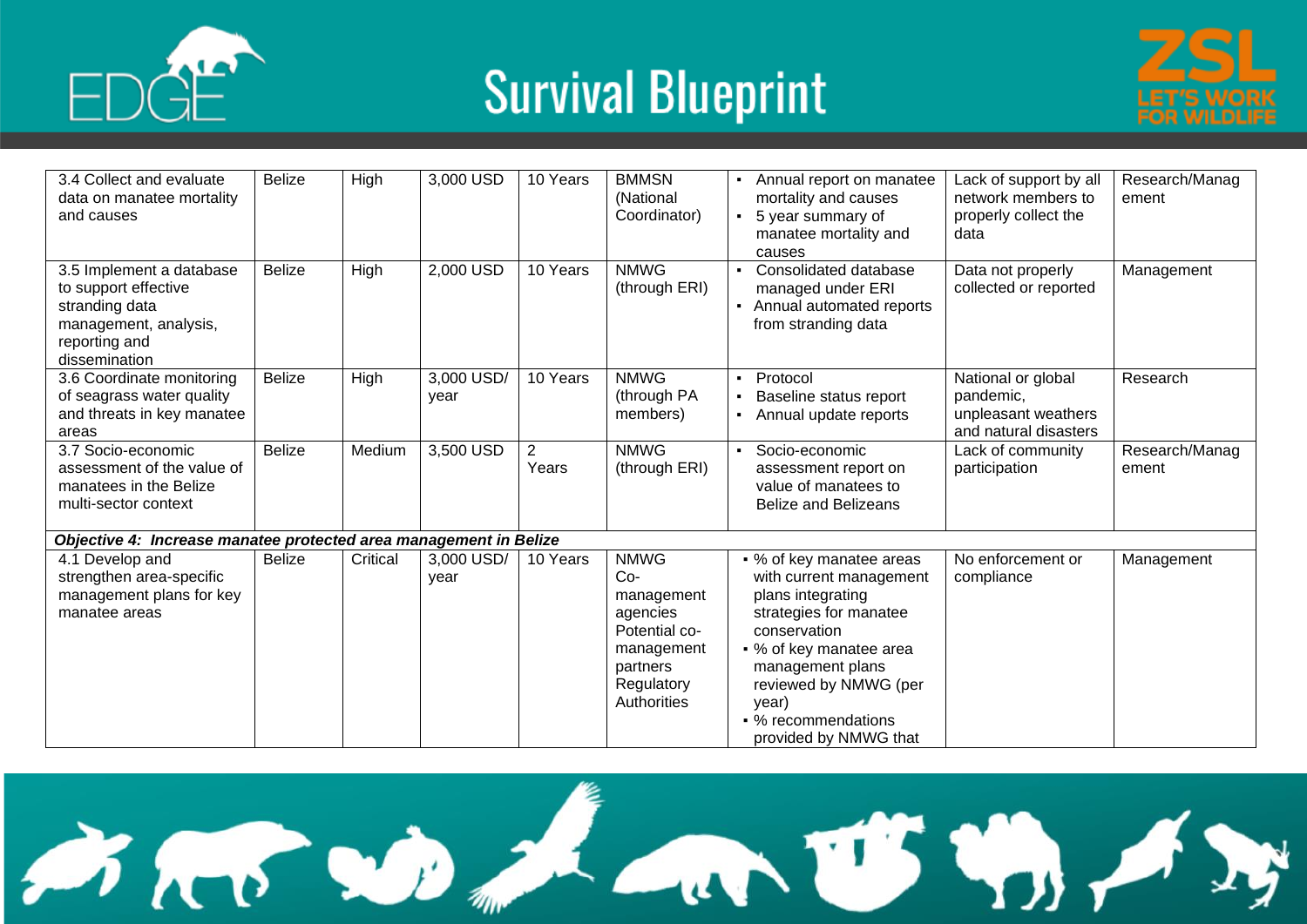| | | | | | | | | |
|---|---|---|---|---|---|---|---|---|
| 3.4 Collect and evaluate data on manatee mortality and causes | Belize | High | 3,000 USD | 10 Years | BMMSN (National Coordinator) | ▪ Annual report on manatee mortality and causes<br>▪ 5 year summary of manatee mortality and causes | Lack of support by all network members to properly collect the data | Research/Management |
| 3.5 Implement a database to support effective stranding data management, analysis, reporting and dissemination | Belize | High | 2,000 USD | 10 Years | NMWG (through ERI) | ▪ Consolidated database managed under ERI<br>▪ Annual automated reports from stranding data | Data not properly collected or reported | Management |
| 3.6 Coordinate monitoring of seagrass water quality and threats in key manatee areas | Belize | High | 3,000 USD/ year | 10 Years | NMWG (through PA members) | ▪ Protocol<br>▪ Baseline status report<br>▪ Annual update reports | National or global pandemic, unpleasant weathers and natural disasters | Research |
| 3.7 Socio-economic assessment of the value of manatees in the Belize multi-sector context | Belize | Medium | 3,500 USD | 2 Years | NMWG (through ERI) | ▪ Socio-economic assessment report on value of manatees to Belize and Belizeans | Lack of community participation | Research/Management |
| ***Objective 4: Increase manatee protected area management in Belize*** | | | | | | | | |
| 4.1 Develop and strengthen area-specific management plans for key manatee areas | Belize | Critical | 3,000 USD/ year | 10 Years | NMWG<br>Co-management agencies<br>Potential co-management partners<br>Regulatory Authorities | ▪ % of key manatee areas with current management plans integrating strategies for manatee conservation<br>▪ % of key manatee area management plans reviewed by NMWG (per year)<br>▪ % recommendations provided by NMWG that | No enforcement or compliance | Management |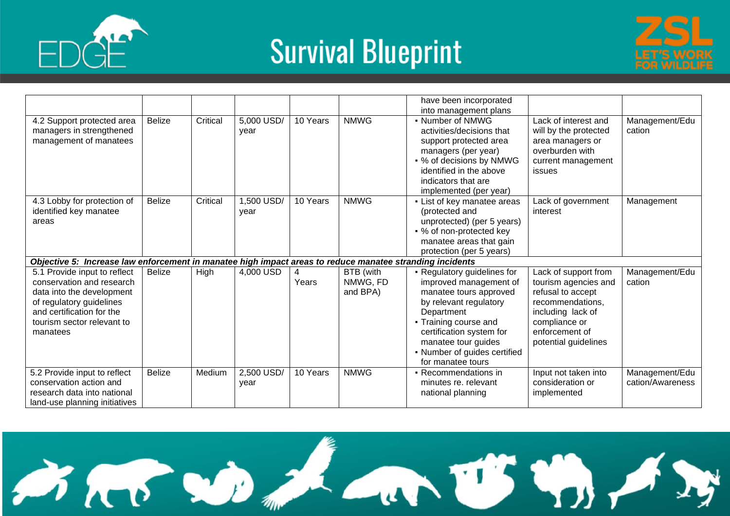| | | | | | | | | |
|---|---|---|---|---|---|---|---|---|
| | | | | | | have been incorporated into management plans | | |
| 4.2 Support protected area managers in strengthened management of manatees | Belize | Critical | 5,000 USD/ year | 10 Years | NMWG | ▪ Number of NMWG activities/decisions that support protected area managers (per year)<br>▪ % of decisions by NMWG identified in the above indicators that are implemented (per year) | Lack of interest and will by the protected area managers or overburden with current management issues | Management/Education |
| 4.3 Lobby for protection of identified key manatee areas | Belize | Critical | 1,500 USD/ year | 10 Years | NMWG | ▪ List of key manatee areas (protected and unprotected) (per 5 years)<br>▪ % of non-protected key manatee areas that gain protection (per 5 years) | Lack of government interest | Management |
| ***Objective 5: Increase law enforcement in manatee high impact areas to reduce manatee stranding incidents*** | | | | | | | | |
| 5.1 Provide input to reflect conservation and research data into the development of regulatory guidelines and certification for the tourism sector relevant to manatees | Belize | High | 4,000 USD | 4 Years | BTB (with NMWG, FD and BPA) | ▪ Regulatory guidelines for improved management of manatee tours approved by relevant regulatory Department<br>▪ Training course and certification system for manatee tour guides<br>▪ Number of guides certified for manatee tours | Lack of support from tourism agencies and refusal to accept recommendations, including lack of compliance or enforcement of potential guidelines | Management/Education |
| 5.2 Provide input to reflect conservation action and research data into national land-use planning initiatives | Belize | Medium | 2,500 USD/ year | 10 Years | NMWG | ▪ Recommendations in minutes re. relevant national planning | Input not taken into consideration or implemented | Management/Education/Awareness |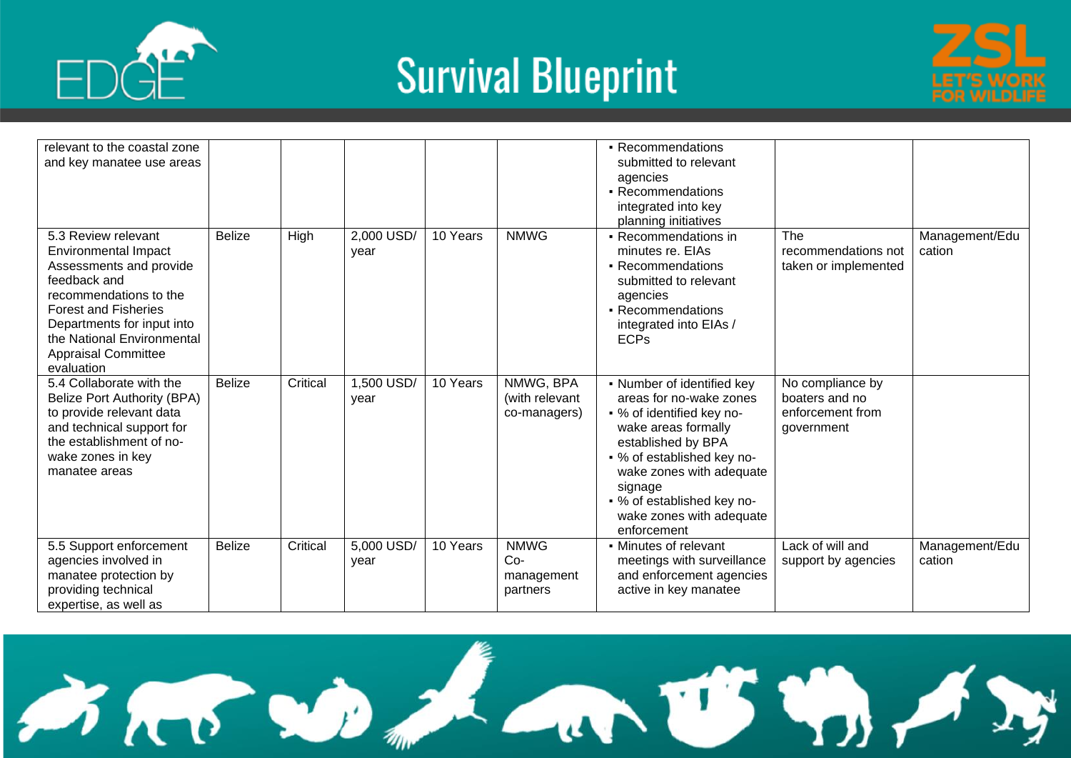| | | | | | | | | |
|---|---|---|---|---|---|---|---|---|
| relevant to the coastal zone and key manatee use areas | | | | | | ▪ Recommendations submitted to relevant agencies<br>▪ Recommendations integrated into key planning initiatives | | |
| 5.3 Review relevant Environmental Impact Assessments and provide feedback and recommendations to the Forest and Fisheries Departments for input into the National Environmental Appraisal Committee evaluation | Belize | High | 2,000 USD/ year | 10 Years | NMWG | ▪ Recommendations in minutes re. EIAs<br>▪ Recommendations submitted to relevant agencies<br>▪ Recommendations integrated into EIAs / ECPs | The recommendations not taken or implemented | Management/Education |
| 5.4 Collaborate with the Belize Port Authority (BPA) to provide relevant data and technical support for the establishment of no-wake zones in key manatee areas | Belize | Critical | 1,500 USD/ year | 10 Years | NMWG, BPA (with relevant co-managers) | ▪ Number of identified key areas for no-wake zones<br>▪ % of identified key no-wake areas formally established by BPA<br>▪ % of established key no-wake zones with adequate signage<br>▪ % of established key no-wake zones with adequate enforcement | No compliance by boaters and no enforcement from government | |
| 5.5 Support enforcement agencies involved in manatee protection by providing technical expertise, as well as | Belize | Critical | 5,000 USD/ year | 10 Years | NMWG Co-management partners | ▪ Minutes of relevant meetings with surveillance and enforcement agencies active in key manatee | Lack of will and support by agencies | Management/Education |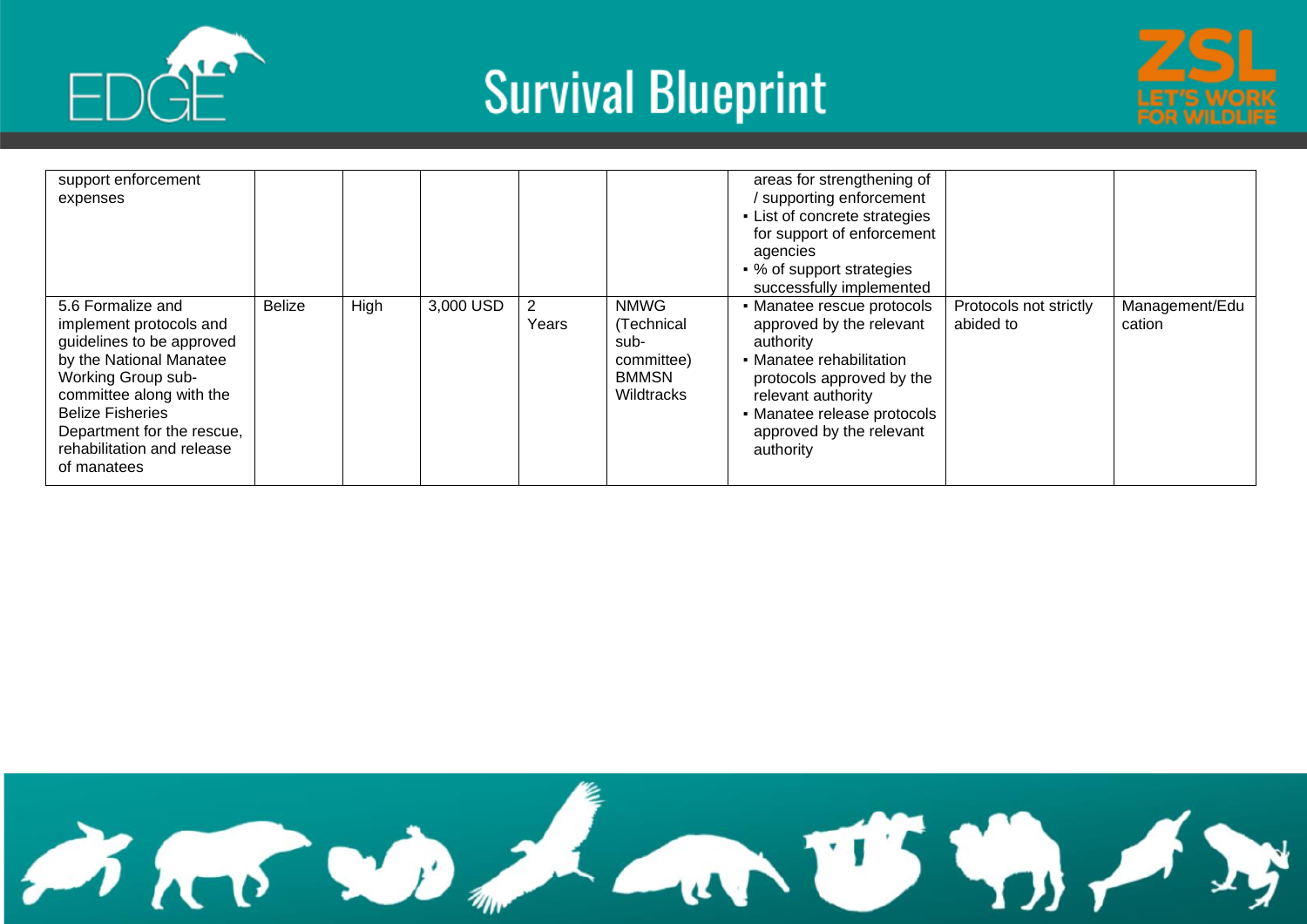| | | | | | | | | |
|---|---|---|---|---|---|---|---|---|
| support enforcement expenses | | | | | | areas for strengthening of / supporting enforcement<br>▪ List of concrete strategies for support of enforcement agencies<br>▪ % of support strategies successfully implemented | | |
| 5.6 Formalize and implement protocols and guidelines to be approved by the National Manatee Working Group sub-committee along with the Belize Fisheries Department for the rescue, rehabilitation and release of manatees | Belize | High | 3,000 USD | 2 Years | NMWG (Technical sub-committee) BMMSN Wildtracks | ▪ Manatee rescue protocols approved by the relevant authority<br>▪ Manatee rehabilitation protocols approved by the relevant authority<br>▪ Manatee release protocols approved by the relevant authority | Protocols not strictly abided to | Management/Education |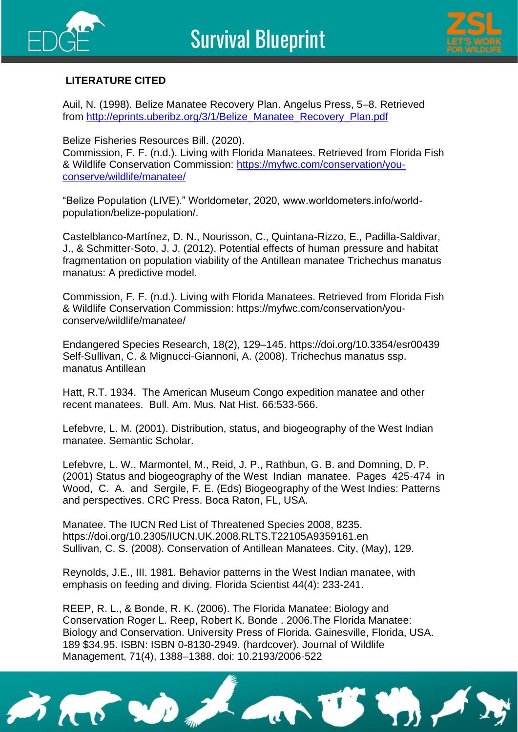## LITERATURE CITED

Auil, N. (1998). Belize Manatee Recovery Plan. Angelus Press, 5–8. Retrieved from http://eprints.uberibz.org/3/1/Belize_Manatee_Recovery_Plan.pdf

Belize Fisheries Resources Bill. (2020).
Commission, F. F. (n.d.). Living with Florida Manatees. Retrieved from Florida Fish & Wildlife Conservation Commission: https://myfwc.com/conservation/you-conserve/wildlife/manatee/

"Belize Population (LIVE)." Worldometer, 2020, www.worldometers.info/world-population/belize-population/.

Castelblanco-Martínez, D. N., Nourisson, C., Quintana-Rizzo, E., Padilla-Saldivar, J., & Schmitter-Soto, J. J. (2012). Potential effects of human pressure and habitat fragmentation on population viability of the Antillean manatee Trichechus manatus manatus: A predictive model.

Commission, F. F. (n.d.). Living with Florida Manatees. Retrieved from Florida Fish & Wildlife Conservation Commission: https://myfwc.com/conservation/you-conserve/wildlife/manatee/

Endangered Species Research, 18(2), 129–145. https://doi.org/10.3354/esr00439
Self-Sullivan, C. & Mignucci-Giannoni, A. (2008). Trichechus manatus ssp. manatus Antillean

Hatt, R.T. 1934. The American Museum Congo expedition manatee and other recent manatees. Bull. Am. Mus. Nat Hist. 66:533-566.

Lefebvre, L. M. (2001). Distribution, status, and biogeography of the West Indian manatee. Semantic Scholar.

Lefebvre, L. W., Marmontel, M., Reid, J. P., Rathbun, G. B. and Domning, D. P. (2001) Status and biogeography of the West Indian manatee. Pages 425-474 in Wood, C. A. and Sergile, F. E. (Eds) Biogeography of the West Indies: Patterns and perspectives. CRC Press. Boca Raton, FL, USA.

Manatee. The IUCN Red List of Threatened Species 2008, 8235. https://doi.org/10.2305/IUCN.UK.2008.RLTS.T22105A9359161.en
Sullivan, C. S. (2008). Conservation of Antillean Manatees. City, (May), 129.

Reynolds, J.E., III. 1981. Behavior patterns in the West Indian manatee, with emphasis on feeding and diving. Florida Scientist 44(4): 233-241.

REEP, R. L., & Bonde, R. K. (2006). The Florida Manatee: Biology and Conservation Roger L. Reep, Robert K. Bonde . 2006.The Florida Manatee: Biology and Conservation. University Press of Florida. Gainesville, Florida, USA. 189 $34.95. ISBN: ISBN 0-8130-2949. (hardcover). Journal of Wildlife Management, 71(4), 1388–1388. doi: 10.2193/2006-522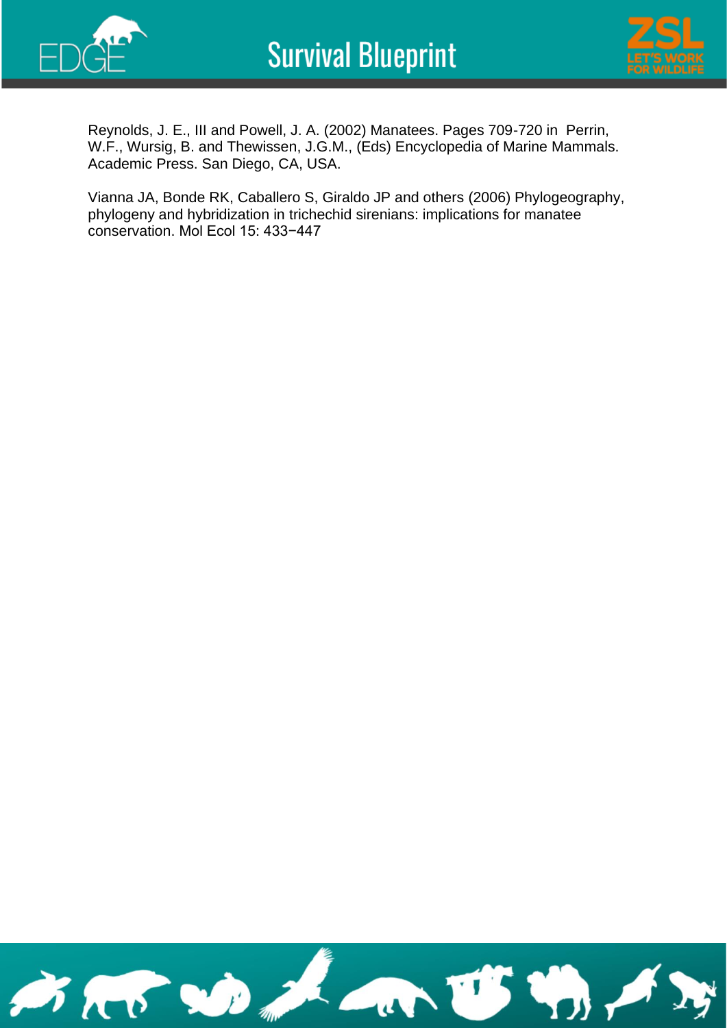Reynolds, J. E., III and Powell, J. A. (2002) Manatees. Pages 709-720 in Perrin, W.F., Wursig, B. and Thewissen, J.G.M., (Eds) Encyclopedia of Marine Mammals. Academic Press. San Diego, CA, USA.

Vianna JA, Bonde RK, Caballero S, Giraldo JP and others (2006) Phylogeography, phylogeny and hybridization in trichechid sirenians: implications for manatee conservation. Mol Ecol 15: 433−447